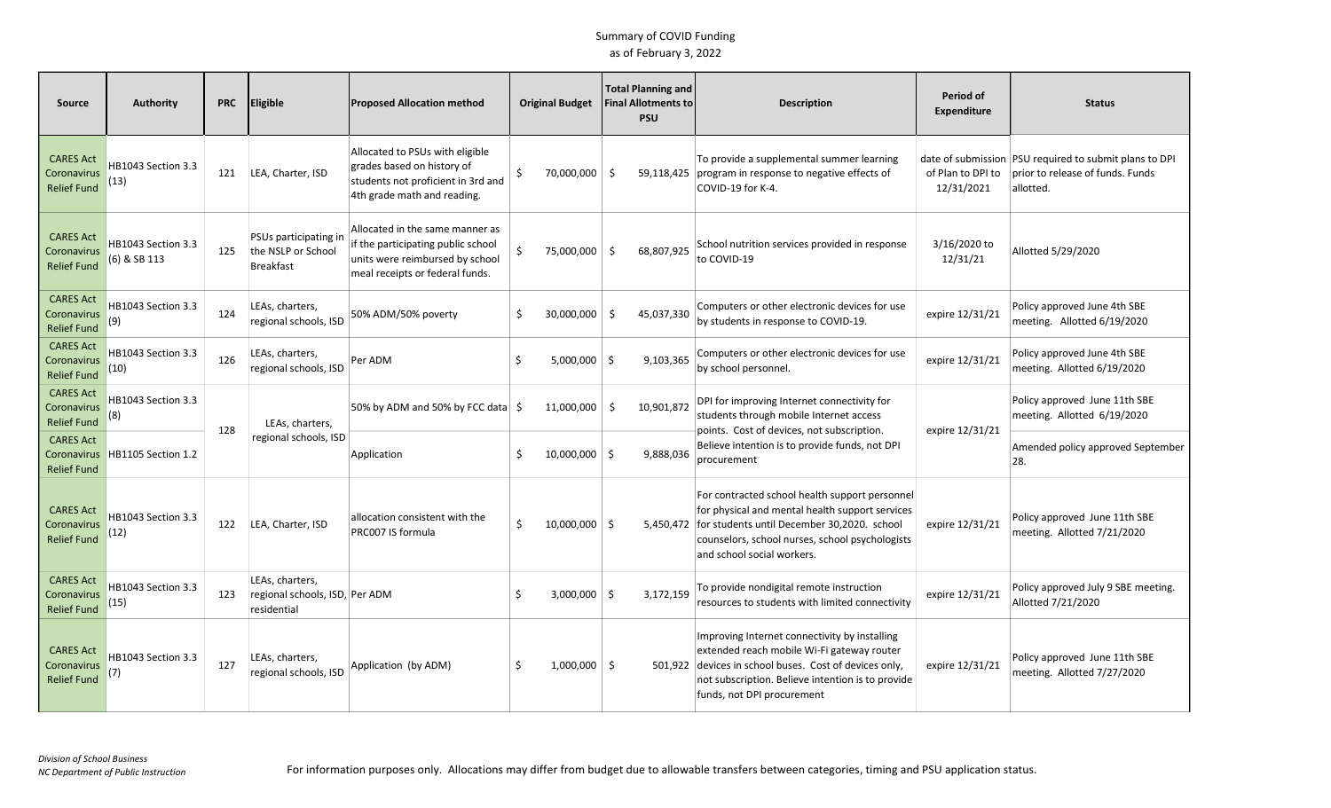# Summary of COVID Funding

as of February 3, 2022

| Source | Authority | PRC | Eligible | Proposed Allocation method | Original Budget | Total Planning and Final Allotments to PSU | Description | Period of Expenditure | Status |
|---|---|---|---|---|---|---|---|---|---|
| CARES Act Coronavirus Relief Fund | HB1043 Section 3.3 (13) | 121 | LEA, Charter, ISD | Allocated to PSUs with eligible grades based on history of students not proficient in 3rd and 4th grade math and reading. | $ 70,000,000 | $ 59,118,425 | To provide a supplemental summer learning program in response to negative effects of COVID-19 for K-4. | date of submission of Plan to DPI to 12/31/2021 | PSU required to submit plans to DPI prior to release of funds. Funds allotted. |
| CARES Act Coronavirus Relief Fund | HB1043 Section 3.3 (6) & SB 113 | 125 | PSUs participating in the NSLP or School Breakfast | Allocated in the same manner as if the participating public school units were reimbursed by school meal receipts or federal funds. | $ 75,000,000 | $ 68,807,925 | School nutrition services provided in response to COVID-19 | 3/16/2020 to 12/31/21 | Allotted 5/29/2020 |
| CARES Act Coronavirus Relief Fund | HB1043 Section 3.3 (9) | 124 | LEAs, charters, regional schools, ISD | 50% ADM/50% poverty | $ 30,000,000 | $ 45,037,330 | Computers or other electronic devices for use by students in response to COVID-19. | expire 12/31/21 | Policy approved June 4th SBE meeting. Allotted 6/19/2020 |
| CARES Act Coronavirus Relief Fund | HB1043 Section 3.3 (10) | 126 | LEAs, charters, regional schools, ISD | Per ADM | $ 5,000,000 | $ 9,103,365 | Computers or other electronic devices for use by school personnel. | expire 12/31/21 | Policy approved June 4th SBE meeting. Allotted 6/19/2020 |
| CARES Act Coronavirus Relief Fund | HB1043 Section 3.3 (8) | 128 | LEAs, charters, regional schools, ISD | 50% by ADM and 50% by FCC data | $ 11,000,000 | $ 10,901,872 | DPI for improving Internet connectivity for students through mobile Internet access points. Cost of devices, not subscription. Believe intention is to provide funds, not DPI procurement | expire 12/31/21 | Policy approved June 11th SBE meeting. Allotted 6/19/2020 |
| CARES Act Coronavirus Relief Fund | HB1105 Section 1.2 | | | Application | $ 10,000,000 | $ 9,888,036 | | | Amended policy approved September 28. |
| CARES Act Coronavirus Relief Fund | HB1043 Section 3.3 (12) | 122 | LEA, Charter, ISD | allocation consistent with the PRC007 IS formula | $ 10,000,000 | $ 5,450,472 | For contracted school health support personnel for physical and mental health support services for students until December 30,2020. school counselors, school nurses, school psychologists and school social workers. | expire 12/31/21 | Policy approved June 11th SBE meeting. Allotted 7/21/2020 |
| CARES Act Coronavirus Relief Fund | HB1043 Section 3.3 (15) | 123 | LEAs, charters, regional schools, ISD, residential | Per ADM | $ 3,000,000 | $ 3,172,159 | To provide nondigital remote instruction resources to students with limited connectivity | expire 12/31/21 | Policy approved July 9 SBE meeting. Allotted 7/21/2020 |
| CARES Act Coronavirus Relief Fund | HB1043 Section 3.3 (7) | 127 | LEAs, charters, regional schools, ISD | Application (by ADM) | $ 1,000,000 | $ 501,922 | Improving Internet connectivity by installing extended reach mobile Wi-Fi gateway router devices in school buses. Cost of devices only, not subscription. Believe intention is to provide funds, not DPI procurement | expire 12/31/21 | Policy approved June 11th SBE meeting. Allotted 7/27/2020 |

*Division of School Business*
*NC Department of Public Instruction*

For information purposes only. Allocations may differ from budget due to allowable transfers between categories, timing and PSU application status.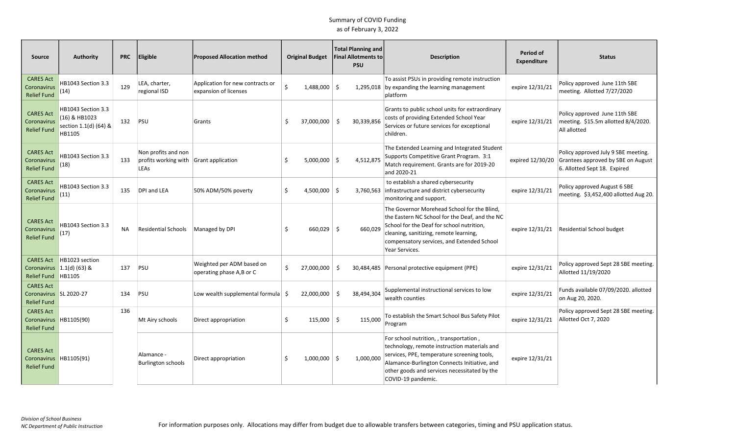Summary of COVID Funding
as of February 3, 2022

| Source | Authority | PRC | Eligible | Proposed Allocation method | Original Budget | Total Planning and Final Allotments to PSU | Description | Period of Expenditure | Status |
|---|---|---|---|---|---|---|---|---|---|
| CARES Act Coronavirus Relief Fund | HB1043 Section 3.3 (14) | 129 | LEA, charter, regional ISD | Application for new contracts or expansion of licenses | $ 1,488,000 | $ 1,295,018 | To assist PSUs in providing remote instruction by expanding the learning management platform | expire 12/31/21 | Policy approved June 11th SBE meeting. Allotted 7/27/2020 |
| CARES Act Coronavirus Relief Fund | HB1043 Section 3.3 (16) & HB1023 section 1.1(d) (64) & HB1105 | 132 | PSU | Grants | $ 37,000,000 | $ 30,339,856 | Grants to public school units for extraordinary costs of providing Extended School Year Services or future services for exceptional children. | expire 12/31/21 | Policy approved June 11th SBE meeting. $15.5m allotted 8/4/2020. All allotted |
| CARES Act Coronavirus Relief Fund | HB1043 Section 3.3 (18) | 133 | Non profits and non profits working with LEAs | Grant application | $ 5,000,000 | $ 4,512,875 | The Extended Learning and Integrated Student Supports Competitive Grant Program. 3:1 Match requirement. Grants are for 2019-20 and 2020-21 | expired 12/30/20 | Policy approved July 9 SBE meeting. Grantees approved by SBE on August 6. Allotted Sept 18. Expired |
| CARES Act Coronavirus Relief Fund | HB1043 Section 3.3 (11) | 135 | DPI and LEA | 50% ADM/50% poverty | $ 4,500,000 | $ 3,760,563 | to establish a shared cybersecurity infrastructure and district cybersecurity monitoring and support. | expire 12/31/21 | Policy approved August 6 SBE meeting. $3,452,400 allotted Aug 20. |
| CARES Act Coronavirus Relief Fund | HB1043 Section 3.3 (17) | NA | Residential Schools | Managed by DPI | $ 660,029 | $ 660,029 | The Governor Morehead School for the Blind, the Eastern NC School for the Deaf, and the NC School for the Deaf for school nutrition, cleaning, sanitizing, remote learning, compensatory services, and Extended School Year Services. | expire 12/31/21 | Residential School budget |
| CARES Act Coronavirus Relief Fund | HB1023 section 1.1(d) (63) & HB1105 | 137 | PSU | Weighted per ADM based on operating phase A,B or C | $ 27,000,000 | $ 30,484,485 | Personal protective equipment (PPE) | expire 12/31/21 | Policy approved Sept 28 SBE meeting. Allotted 11/19/2020 |
| CARES Act Coronavirus Relief Fund | SL 2020-27 | 134 | PSU | Low wealth supplemental formula | $ 22,000,000 | $ 38,494,304 | Supplemental instructional services to low wealth counties | expire 12/31/21 | Funds available 07/09/2020. allotted on Aug 20, 2020. |
| CARES Act Coronavirus Relief Fund | HB1105(90) | 136 | Mt Airy schools | Direct appropriation | $ 115,000 | $ 115,000 | To establish the Smart School Bus Safety Pilot Program | expire 12/31/21 | Policy approved Sept 28 SBE meeting. Allotted Oct 7, 2020 |
| CARES Act Coronavirus Relief Fund | HB1105(91) | | Alamance - Burlington schools | Direct appropriation | $ 1,000,000 | $ 1,000,000 | For school nutrition, , transportation , technology, remote instruction materials and services, PPE, temperature screening tools, Alamance-Burlington Connects Initiative, and other goods and services necessitated by the COVID-19 pandemic. | expire 12/31/21 | |

*Division of School Business*
*NC Department of Public Instruction*

For information purposes only. Allocations may differ from budget due to allowable transfers between categories, timing and PSU application status.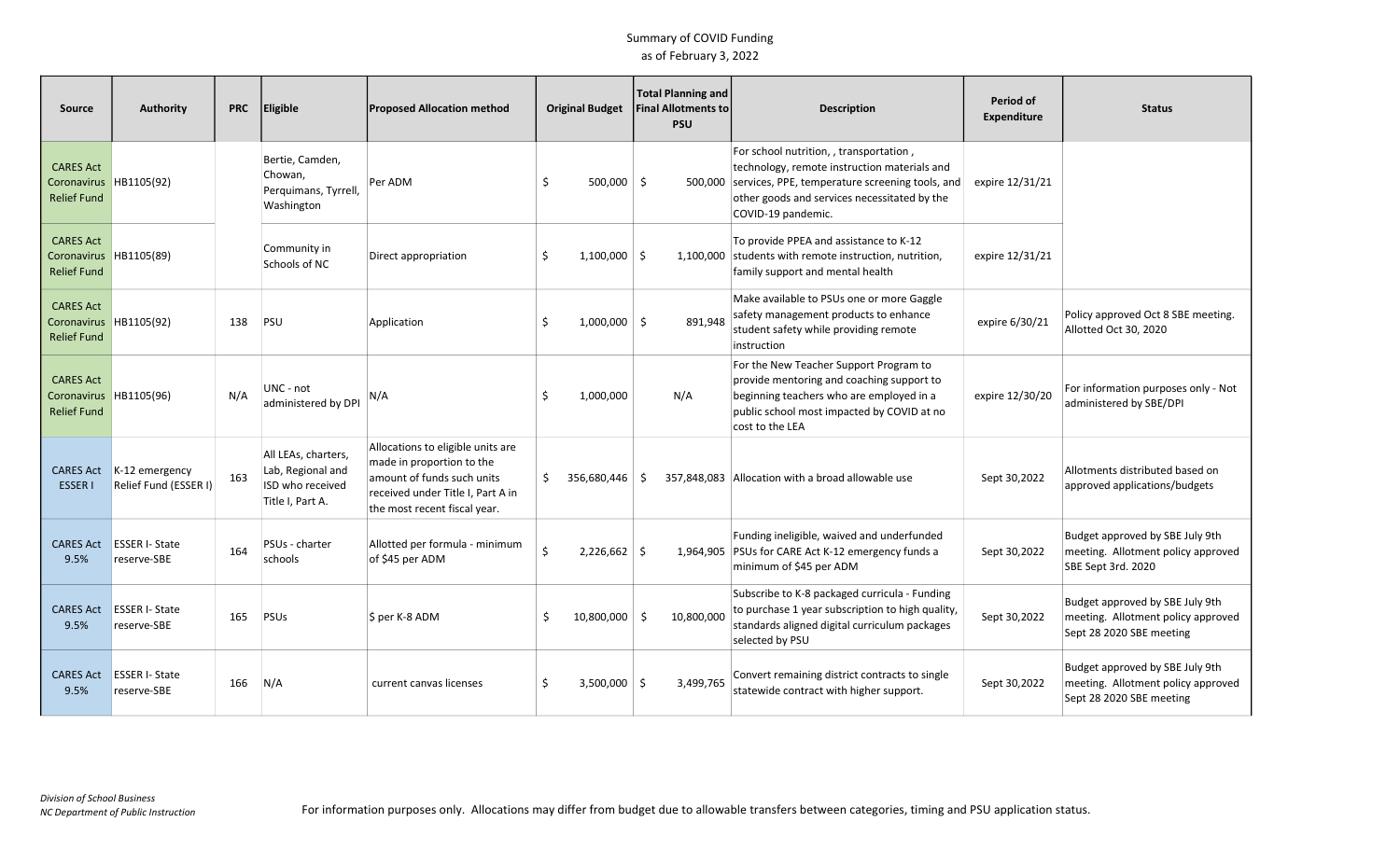Summary of COVID Funding
as of February 3, 2022

| Source | Authority | PRC | Eligible | Proposed Allocation method | Original Budget | Total Planning and Final Allotments to PSU | Description | Period of Expenditure | Status |
|---|---|---|---|---|---|---|---|---|---|
| CARES Act Coronavirus Relief Fund | HB1105(92) | | Bertie, Camden, Chowan, Perquimans, Tyrrell, Washington | Per ADM | $ 500,000 | $ 500,000 | For school nutrition, , transportation , technology, remote instruction materials and services, PPE, temperature screening tools, and other goods and services necessitated by the COVID-19 pandemic. | expire 12/31/21 | |
| CARES Act Coronavirus Relief Fund | HB1105(89) | | Community in Schools of NC | Direct appropriation | $ 1,100,000 | $ 1,100,000 | To provide PPEA and assistance to K-12 students with remote instruction, nutrition, family support and mental health | expire 12/31/21 | |
| CARES Act Coronavirus Relief Fund | HB1105(92) | 138 | PSU | Application | $ 1,000,000 | $ 891,948 | Make available to PSUs one or more Gaggle safety management products to enhance student safety while providing remote instruction | expire 6/30/21 | Policy approved Oct 8 SBE meeting. Allotted Oct 30, 2020 |
| CARES Act Coronavirus Relief Fund | HB1105(96) | N/A | UNC - not administered by DPI | N/A | $ 1,000,000 | N/A | For the New Teacher Support Program to provide mentoring and coaching support to beginning teachers who are employed in a public school most impacted by COVID at no cost to the LEA | expire 12/30/20 | For information purposes only - Not administered by SBE/DPI |
| CARES Act ESSER I | K-12 emergency Relief Fund (ESSER I) | 163 | All LEAs, charters, Lab, Regional and ISD who received Title I, Part A. | Allocations to eligible units are made in proportion to the amount of funds such units received under Title I, Part A in the most recent fiscal year. | $ 356,680,446 | $ 357,848,083 | Allocation with a broad allowable use | Sept 30,2022 | Allotments distributed based on approved applications/budgets |
| CARES Act 9.5% | ESSER I- State reserve-SBE | 164 | PSUs - charter schools | Allotted per formula - minimum of $45 per ADM | $ 2,226,662 | $ 1,964,905 | Funding ineligible, waived and underfunded PSUs for CARE Act K-12 emergency funds a minimum of $45 per ADM | Sept 30,2022 | Budget approved by SBE July 9th meeting. Allotment policy approved SBE Sept 3rd. 2020 |
| CARES Act 9.5% | ESSER I- State reserve-SBE | 165 | PSUs | $ per K-8 ADM | $ 10,800,000 | $ 10,800,000 | Subscribe to K-8 packaged curricula - Funding to purchase 1 year subscription to high quality, standards aligned digital curriculum packages selected by PSU | Sept 30,2022 | Budget approved by SBE July 9th meeting. Allotment policy approved Sept 28 2020 SBE meeting |
| CARES Act 9.5% | ESSER I- State reserve-SBE | 166 | N/A | current canvas licenses | $ 3,500,000 | $ 3,499,765 | Convert remaining district contracts to single statewide contract with higher support. | Sept 30,2022 | Budget approved by SBE July 9th meeting. Allotment policy approved Sept 28 2020 SBE meeting |

*Division of School Business*
*NC Department of Public Instruction*

For information purposes only. Allocations may differ from budget due to allowable transfers between categories, timing and PSU application status.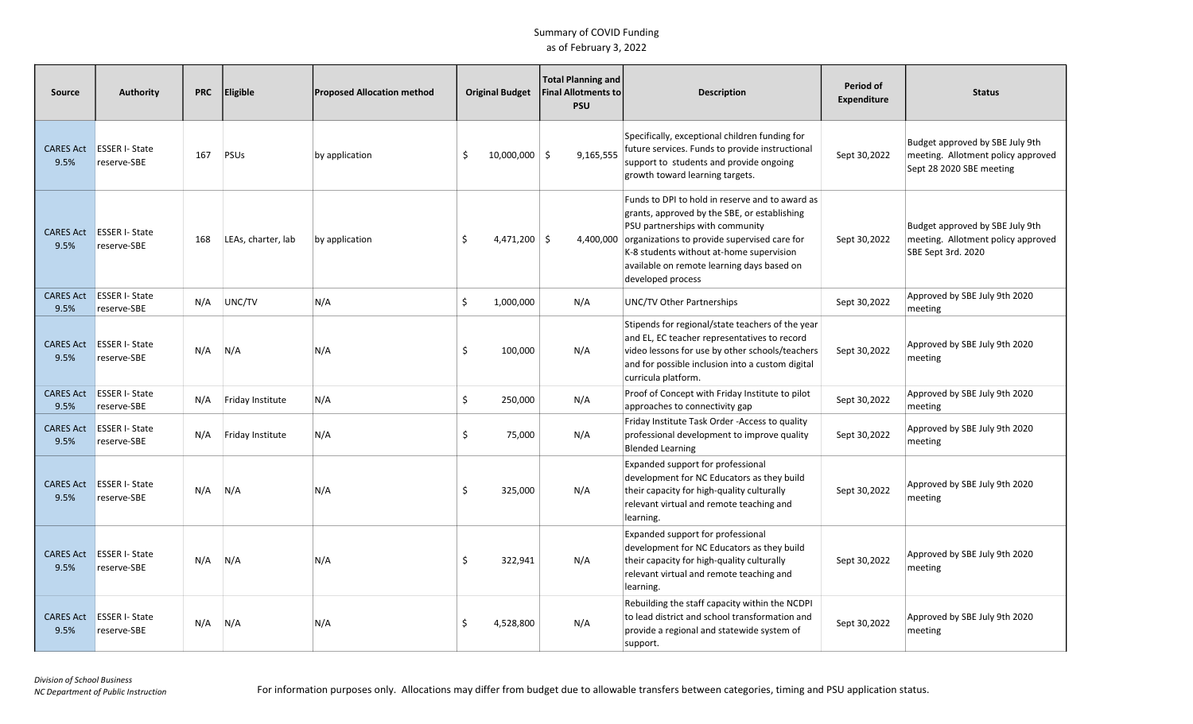Summary of COVID Funding
as of February 3, 2022

| Source | Authority | PRC | Eligible | Proposed Allocation method | Original Budget | Total Planning and Final Allotments to PSU | Description | Period of Expenditure | Status |
|---|---|---|---|---|---|---|---|---|---|
| CARES Act 9.5% | ESSER I- State reserve-SBE | 167 | PSUs | by application | $ 10,000,000 | $ 9,165,555 | Specifically, exceptional children funding for future services. Funds to provide instructional support to students and provide ongoing growth toward learning targets. | Sept 30,2022 | Budget approved by SBE July 9th meeting. Allotment policy approved Sept 28 2020 SBE meeting |
| CARES Act 9.5% | ESSER I- State reserve-SBE | 168 | LEAs, charter, lab | by application | $ 4,471,200 | $ 4,400,000 | Funds to DPI to hold in reserve and to award as grants, approved by the SBE, or establishing PSU partnerships with community organizations to provide supervised care for K-8 students without at-home supervision available on remote learning days based on developed process | Sept 30,2022 | Budget approved by SBE July 9th meeting. Allotment policy approved SBE Sept 3rd. 2020 |
| CARES Act 9.5% | ESSER I- State reserve-SBE | N/A | UNC/TV | N/A | $ 1,000,000 | N/A | UNC/TV Other Partnerships | Sept 30,2022 | Approved by SBE July 9th 2020 meeting |
| CARES Act 9.5% | ESSER I- State reserve-SBE | N/A | N/A | N/A | $ 100,000 | N/A | Stipends for regional/state teachers of the year and EL, EC teacher representatives to record video lessons for use by other schools/teachers and for possible inclusion into a custom digital curricula platform. | Sept 30,2022 | Approved by SBE July 9th 2020 meeting |
| CARES Act 9.5% | ESSER I- State reserve-SBE | N/A | Friday Institute | N/A | $ 250,000 | N/A | Proof of Concept with Friday Institute to pilot approaches to connectivity gap | Sept 30,2022 | Approved by SBE July 9th 2020 meeting |
| CARES Act 9.5% | ESSER I- State reserve-SBE | N/A | Friday Institute | N/A | $ 75,000 | N/A | Friday Institute Task Order -Access to quality professional development to improve quality Blended Learning | Sept 30,2022 | Approved by SBE July 9th 2020 meeting |
| CARES Act 9.5% | ESSER I- State reserve-SBE | N/A | N/A | N/A | $ 325,000 | N/A | Expanded support for professional development for NC Educators as they build their capacity for high-quality culturally relevant virtual and remote teaching and learning. | Sept 30,2022 | Approved by SBE July 9th 2020 meeting |
| CARES Act 9.5% | ESSER I- State reserve-SBE | N/A | N/A | N/A | $ 322,941 | N/A | Expanded support for professional development for NC Educators as they build their capacity for high-quality culturally relevant virtual and remote teaching and learning. | Sept 30,2022 | Approved by SBE July 9th 2020 meeting |
| CARES Act 9.5% | ESSER I- State reserve-SBE | N/A | N/A | N/A | $ 4,528,800 | N/A | Rebuilding the staff capacity within the NCDPI to lead district and school transformation and provide a regional and statewide system of support. | Sept 30,2022 | Approved by SBE July 9th 2020 meeting |

*Division of School Business*
*NC Department of Public Instruction*

For information purposes only. Allocations may differ from budget due to allowable transfers between categories, timing and PSU application status.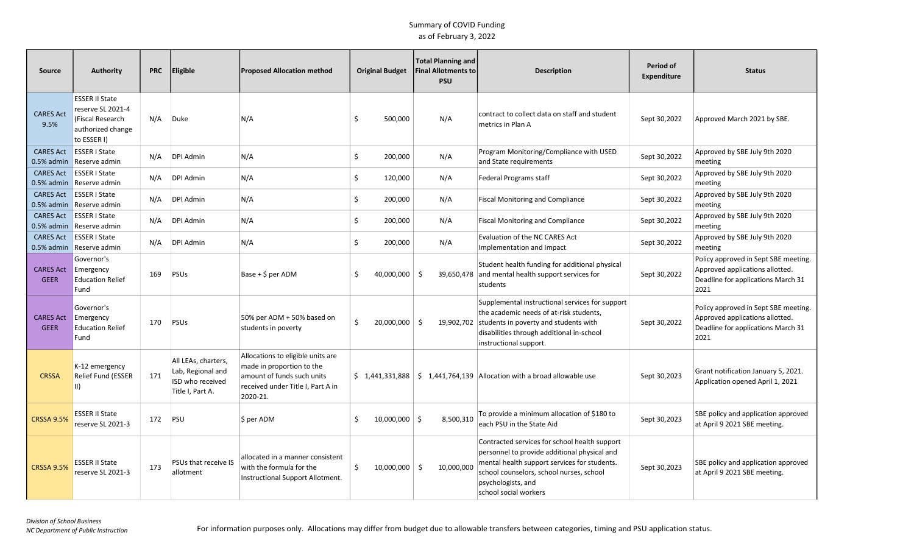Summary of COVID Funding
as of February 3, 2022

| Source | Authority | PRC | Eligible | Proposed Allocation method | Original Budget | Total Planning and Final Allotments to PSU | Description | Period of Expenditure | Status |
|---|---|---|---|---|---|---|---|---|---|
| CARES Act 9.5% | ESSER II State reserve SL 2021-4 (Fiscal Research authorized change to ESSER I) | N/A | Duke | N/A | $ 500,000 | N/A | contract to collect data on staff and student metrics in Plan A | Sept 30,2022 | Approved March 2021 by SBE. |
| CARES Act 0.5% admin | ESSER I State Reserve admin | N/A | DPI Admin | N/A | $ 200,000 | N/A | Program Monitoring/Compliance with USED and State requirements | Sept 30,2022 | Approved by SBE July 9th 2020 meeting |
| CARES Act 0.5% admin | ESSER I State Reserve admin | N/A | DPI Admin | N/A | $ 120,000 | N/A | Federal Programs staff | Sept 30,2022 | Approved by SBE July 9th 2020 meeting |
| CARES Act 0.5% admin | ESSER I State Reserve admin | N/A | DPI Admin | N/A | $ 200,000 | N/A | Fiscal Monitoring and Compliance | Sept 30,2022 | Approved by SBE July 9th 2020 meeting |
| CARES Act 0.5% admin | ESSER I State Reserve admin | N/A | DPI Admin | N/A | $ 200,000 | N/A | Fiscal Monitoring and Compliance | Sept 30,2022 | Approved by SBE July 9th 2020 meeting |
| CARES Act 0.5% admin | ESSER I State Reserve admin | N/A | DPI Admin | N/A | $ 200,000 | N/A | Evaluation of the NC CARES Act Implementation and Impact | Sept 30,2022 | Approved by SBE July 9th 2020 meeting |
| CARES Act GEER | Governor's Emergency Education Relief Fund | 169 | PSUs | Base + $ per ADM | $ 40,000,000 | $ 39,650,478 | Student health funding for additional physical and mental health support services for students | Sept 30,2022 | Policy approved in Sept SBE meeting. Approved applications allotted. Deadline for applications March 31 2021 |
| CARES Act GEER | Governor's Emergency Education Relief Fund | 170 | PSUs | 50% per ADM + 50% based on students in poverty | $ 20,000,000 | $ 19,902,702 | Supplemental instructional services for support the academic needs of at-risk students, students in poverty and students with disabilities through additional in-school instructional support. | Sept 30,2022 | Policy approved in Sept SBE meeting. Approved applications allotted. Deadline for applications March 31 2021 |
| CRSSA | K-12 emergency Relief Fund (ESSER II) | 171 | All LEAs, charters, Lab, Regional and ISD who received Title I, Part A. | Allocations to eligible units are made in proportion to the amount of funds such units received under Title I, Part A in 2020-21. | $ 1,441,331,888 | $ 1,441,764,139 | Allocation with a broad allowable use | Sept 30,2023 | Grant notification January 5, 2021. Application opened April 1, 2021 |
| CRSSA 9.5% | ESSER II State reserve SL 2021-3 | 172 | PSU | $ per ADM | $ 10,000,000 | $ 8,500,310 | To provide a minimum allocation of $180 to each PSU in the State Aid | Sept 30,2023 | SBE policy and application approved at April 9 2021 SBE meeting. |
| CRSSA 9.5% | ESSER II State reserve SL 2021-3 | 173 | PSUs that receive IS allotment | allocated in a manner consistent with the formula for the Instructional Support Allotment. | $ 10,000,000 | $ 10,000,000 | Contracted services for school health support personnel to provide additional physical and mental health support services for students. school counselors, school nurses, school psychologists, and school social workers | Sept 30,2023 | SBE policy and application approved at April 9 2021 SBE meeting. |

*Division of School Business*
*NC Department of Public Instruction*

For information purposes only. Allocations may differ from budget due to allowable transfers between categories, timing and PSU application status.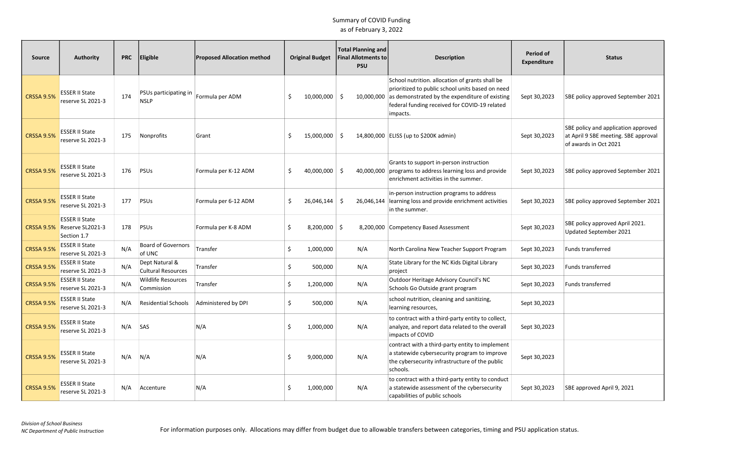Summary of COVID Funding
as of February 3, 2022

| Source | Authority | PRC | Eligible | Proposed Allocation method | Original Budget | Total Planning and Final Allotments to PSU | Description | Period of Expenditure | Status |
|---|---|---|---|---|---|---|---|---|---|
| CRSSA 9.5% | ESSER II State reserve SL 2021-3 | 174 | PSUs participating in NSLP | Formula per ADM | $ 10,000,000 | $ 10,000,000 | School nutrition. allocation of grants shall be prioritized to public school units based on need as demonstrated by the expenditure of existing federal funding received for COVID-19 related impacts. | Sept 30,2023 | SBE policy approved September 2021 |
| CRSSA 9.5% | ESSER II State reserve SL 2021-3 | 175 | Nonprofits | Grant | $ 15,000,000 | $ 14,800,000 | ELISS (up to $200K admin) | Sept 30,2023 | SBE policy and application approved at April 9 SBE meeting. SBE approval of awards in Oct 2021 |
| CRSSA 9.5% | ESSER II State reserve SL 2021-3 | 176 | PSUs | Formula per K-12 ADM | $ 40,000,000 | $ 40,000,000 | Grants to support in-person instruction programs to address learning loss and provide enrichment activities in the summer. | Sept 30,2023 | SBE policy approved September 2021 |
| CRSSA 9.5% | ESSER II State reserve SL 2021-3 | 177 | PSUs | Formula per 6-12 ADM | $ 26,046,144 | $ 26,046,144 | in-person instruction programs to address learning loss and provide enrichment activities in the summer. | Sept 30,2023 | SBE policy approved September 2021 |
| CRSSA 9.5% | ESSER II State Reserve SL2021-3 Section 1.7 | 178 | PSUs | Formula per K-8 ADM | $ 8,200,000 | $ 8,200,000 | Competency Based Assessment | Sept 30,2023 | SBE policy approved April 2021. Updated September 2021 |
| CRSSA 9.5% | ESSER II State reserve SL 2021-3 | N/A | Board of Governors of UNC | Transfer | $ 1,000,000 | N/A | North Carolina New Teacher Support Program | Sept 30,2023 | Funds transferred |
| CRSSA 9.5% | ESSER II State reserve SL 2021-3 | N/A | Dept Natural & Cultural Resources | Transfer | $ 500,000 | N/A | State Library for the NC Kids Digital Library project | Sept 30,2023 | Funds transferred |
| CRSSA 9.5% | ESSER II State reserve SL 2021-3 | N/A | Wildlife Resources Commission | Transfer | $ 1,200,000 | N/A | Outdoor Heritage Advisory Council's NC Schools Go Outside grant program | Sept 30,2023 | Funds transferred |
| CRSSA 9.5% | ESSER II State reserve SL 2021-3 | N/A | Residential Schools | Administered by DPI | $ 500,000 | N/A | school nutrition, cleaning and sanitizing, learning resources, | Sept 30,2023 | |
| CRSSA 9.5% | ESSER II State reserve SL 2021-3 | N/A | SAS | N/A | $ 1,000,000 | N/A | to contract with a third-party entity to collect, analyze, and report data related to the overall impacts of COVID | Sept 30,2023 | |
| CRSSA 9.5% | ESSER II State reserve SL 2021-3 | N/A | N/A | N/A | $ 9,000,000 | N/A | contract with a third-party entity to implement a statewide cybersecurity program to improve the cybersecurity infrastructure of the public schools. | Sept 30,2023 | |
| CRSSA 9.5% | ESSER II State reserve SL 2021-3 | N/A | Accenture | N/A | $ 1,000,000 | N/A | to contract with a third-party entity to conduct a statewide assessment of the cybersecurity capabilities of public schools | Sept 30,2023 | SBE approved April 9, 2021 |

*Division of School Business*
*NC Department of Public Instruction*

For information purposes only. Allocations may differ from budget due to allowable transfers between categories, timing and PSU application status.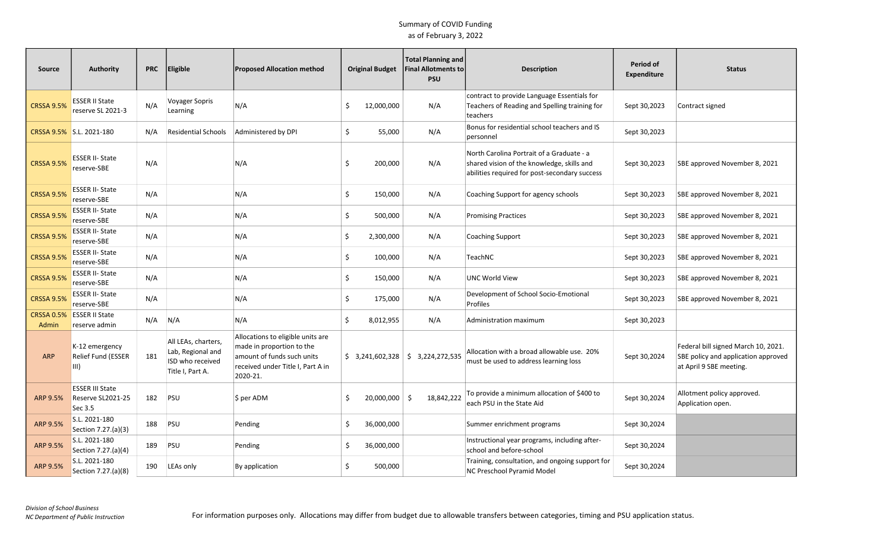Summary of COVID Funding
as of February 3, 2022

| Source | Authority | PRC | Eligible | Proposed Allocation method | Original Budget | Total Planning and Final Allotments to PSU | Description | Period of Expenditure | Status |
|---|---|---|---|---|---|---|---|---|---|
| CRSSA 9.5% | ESSER II State reserve SL 2021-3 | N/A | Voyager Sopris Learning | N/A | $ 12,000,000 | N/A | contract to provide Language Essentials for Teachers of Reading and Spelling training for teachers | Sept 30,2023 | Contract signed |
| CRSSA 9.5% | S.L. 2021-180 | N/A | Residential Schools | Administered by DPI | $ 55,000 | N/A | Bonus for residential school teachers and IS personnel | Sept 30,2023 | |
| CRSSA 9.5% | ESSER II- State reserve-SBE | N/A | | N/A | $ 200,000 | N/A | North Carolina Portrait of a Graduate - a shared vision of the knowledge, skills and abilities required for post-secondary success | Sept 30,2023 | SBE approved November 8, 2021 |
| CRSSA 9.5% | ESSER II- State reserve-SBE | N/A | | N/A | $ 150,000 | N/A | Coaching Support for agency schools | Sept 30,2023 | SBE approved November 8, 2021 |
| CRSSA 9.5% | ESSER II- State reserve-SBE | N/A | | N/A | $ 500,000 | N/A | Promising Practices | Sept 30,2023 | SBE approved November 8, 2021 |
| CRSSA 9.5% | ESSER II- State reserve-SBE | N/A | | N/A | $ 2,300,000 | N/A | Coaching Support | Sept 30,2023 | SBE approved November 8, 2021 |
| CRSSA 9.5% | ESSER II- State reserve-SBE | N/A | | N/A | $ 100,000 | N/A | TeachNC | Sept 30,2023 | SBE approved November 8, 2021 |
| CRSSA 9.5% | ESSER II- State reserve-SBE | N/A | | N/A | $ 150,000 | N/A | UNC World View | Sept 30,2023 | SBE approved November 8, 2021 |
| CRSSA 9.5% | ESSER II- State reserve-SBE | N/A | | N/A | $ 175,000 | N/A | Development of School Socio-Emotional Profiles | Sept 30,2023 | SBE approved November 8, 2021 |
| CRSSA 0.5% Admin | ESSER II State reserve admin | N/A | N/A | N/A | $ 8,012,955 | N/A | Administration maximum | Sept 30,2023 | |
| ARP | K-12 emergency Relief Fund (ESSER III) | 181 | All LEAs, charters, Lab, Regional and ISD who received Title I, Part A. | Allocations to eligible units are made in proportion to the amount of funds such units received under Title I, Part A in 2020-21. | $ 3,241,602,328 | $ 3,224,272,535 | Allocation with a broad allowable use. 20% must be used to address learning loss | Sept 30,2024 | Federal bill signed March 10, 2021. SBE policy and application approved at April 9 SBE meeting. |
| ARP 9.5% | ESSER III State Reserve SL2021-25 Sec 3.5 | 182 | PSU | $ per ADM | $ 20,000,000 | $ 18,842,222 | To provide a minimum allocation of $400 to each PSU in the State Aid | Sept 30,2024 | Allotment policy approved. Application open. |
| ARP 9.5% | S.L. 2021-180 Section 7.27.(a)(3) | 188 | PSU | Pending | $ 36,000,000 | | Summer enrichment programs | Sept 30,2024 | |
| ARP 9.5% | S.L. 2021-180 Section 7.27.(a)(4) | 189 | PSU | Pending | $ 36,000,000 | | Instructional year programs, including after-school and before-school | Sept 30,2024 | |
| ARP 9.5% | S.L. 2021-180 Section 7.27.(a)(8) | 190 | LEAs only | By application | $ 500,000 | | Training, consultation, and ongoing support for NC Preschool Pyramid Model | Sept 30,2024 | |

*Division of School Business*
*NC Department of Public Instruction*

For information purposes only. Allocations may differ from budget due to allowable transfers between categories, timing and PSU application status.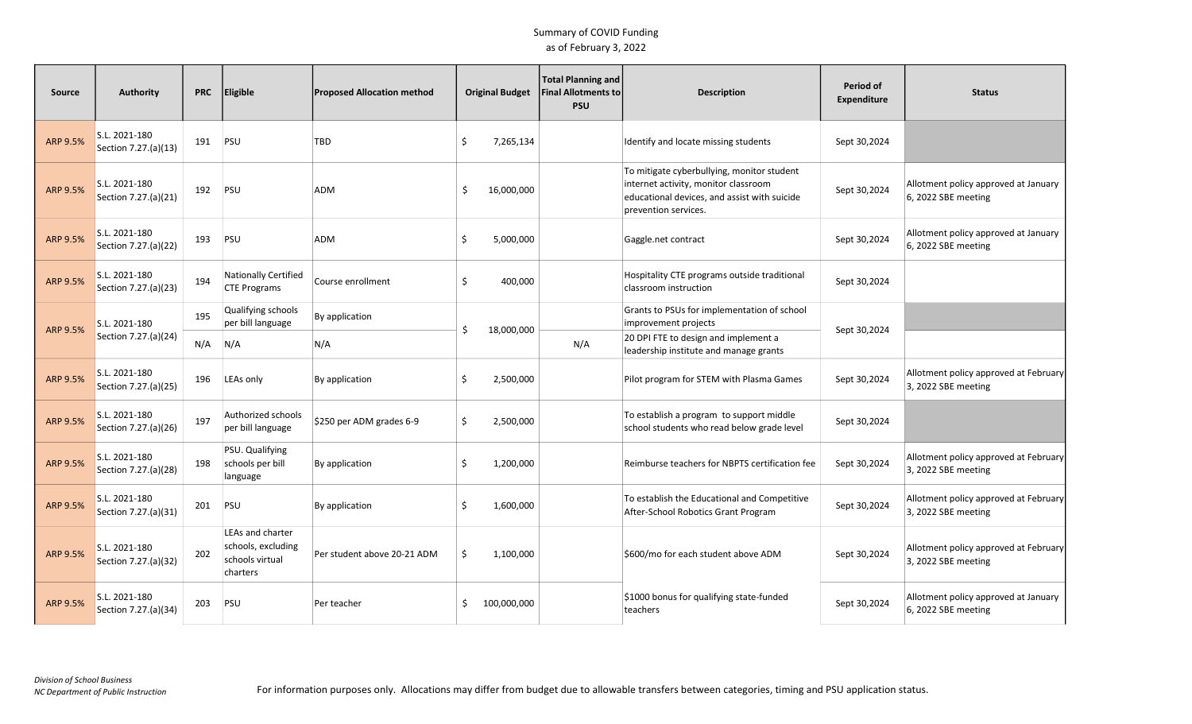Summary of COVID Funding
as of February 3, 2022

| Source | Authority | PRC | Eligible | Proposed Allocation method | Original Budget | Total Planning and Final Allotments to PSU | Description | Period of Expenditure | Status |
|---|---|---|---|---|---|---|---|---|---|
| ARP 9.5% | S.L. 2021-180 Section 7.27.(a)(13) | 191 | PSU | TBD | $ 7,265,134 | | Identify and locate missing students | Sept 30,2024 | |
| ARP 9.5% | S.L. 2021-180 Section 7.27.(a)(21) | 192 | PSU | ADM | $ 16,000,000 | | To mitigate cyberbullying, monitor student internet activity, monitor classroom educational devices, and assist with suicide prevention services. | Sept 30,2024 | Allotment policy approved at January 6, 2022 SBE meeting |
| ARP 9.5% | S.L. 2021-180 Section 7.27.(a)(22) | 193 | PSU | ADM | $ 5,000,000 | | Gaggle.net contract | Sept 30,2024 | Allotment policy approved at January 6, 2022 SBE meeting |
| ARP 9.5% | S.L. 2021-180 Section 7.27.(a)(23) | 194 | Nationally Certified CTE Programs | Course enrollment | $ 400,000 | | Hospitality CTE programs outside traditional classroom instruction | Sept 30,2024 | |
| ARP 9.5% | S.L. 2021-180 Section 7.27.(a)(24) | 195 | Qualifying schools per bill language | By application | $ 18,000,000 | | Grants to PSUs for implementation of school improvement projects | Sept 30,2024 | |
| | | N/A | N/A | N/A | | N/A | 20 DPI FTE to design and implement a leadership institute and manage grants | | |
| ARP 9.5% | S.L. 2021-180 Section 7.27.(a)(25) | 196 | LEAs only | By application | $ 2,500,000 | | Pilot program for STEM with Plasma Games | Sept 30,2024 | Allotment policy approved at February 3, 2022 SBE meeting |
| ARP 9.5% | S.L. 2021-180 Section 7.27.(a)(26) | 197 | Authorized schools per bill language | $250 per ADM grades 6-9 | $ 2,500,000 | | To establish a program to support middle school students who read below grade level | Sept 30,2024 | |
| ARP 9.5% | S.L. 2021-180 Section 7.27.(a)(28) | 198 | PSU. Qualifying schools per bill language | By application | $ 1,200,000 | | Reimburse teachers for NBPTS certification fee | Sept 30,2024 | Allotment policy approved at February 3, 2022 SBE meeting |
| ARP 9.5% | S.L. 2021-180 Section 7.27.(a)(31) | 201 | PSU | By application | $ 1,600,000 | | To establish the Educational and Competitive After-School Robotics Grant Program | Sept 30,2024 | Allotment policy approved at February 3, 2022 SBE meeting |
| ARP 9.5% | S.L. 2021-180 Section 7.27.(a)(32) | 202 | LEAs and charter schools, excluding schools virtual charters | Per student above 20-21 ADM | $ 1,100,000 | | $600/mo for each student above ADM | Sept 30,2024 | Allotment policy approved at February 3, 2022 SBE meeting |
| ARP 9.5% | S.L. 2021-180 Section 7.27.(a)(34) | 203 | PSU | Per teacher | $ 100,000,000 | | $1000 bonus for qualifying state-funded teachers | Sept 30,2024 | Allotment policy approved at January 6, 2022 SBE meeting |

*Division of School Business*
*NC Department of Public Instruction*

For information purposes only. Allocations may differ from budget due to allowable transfers between categories, timing and PSU application status.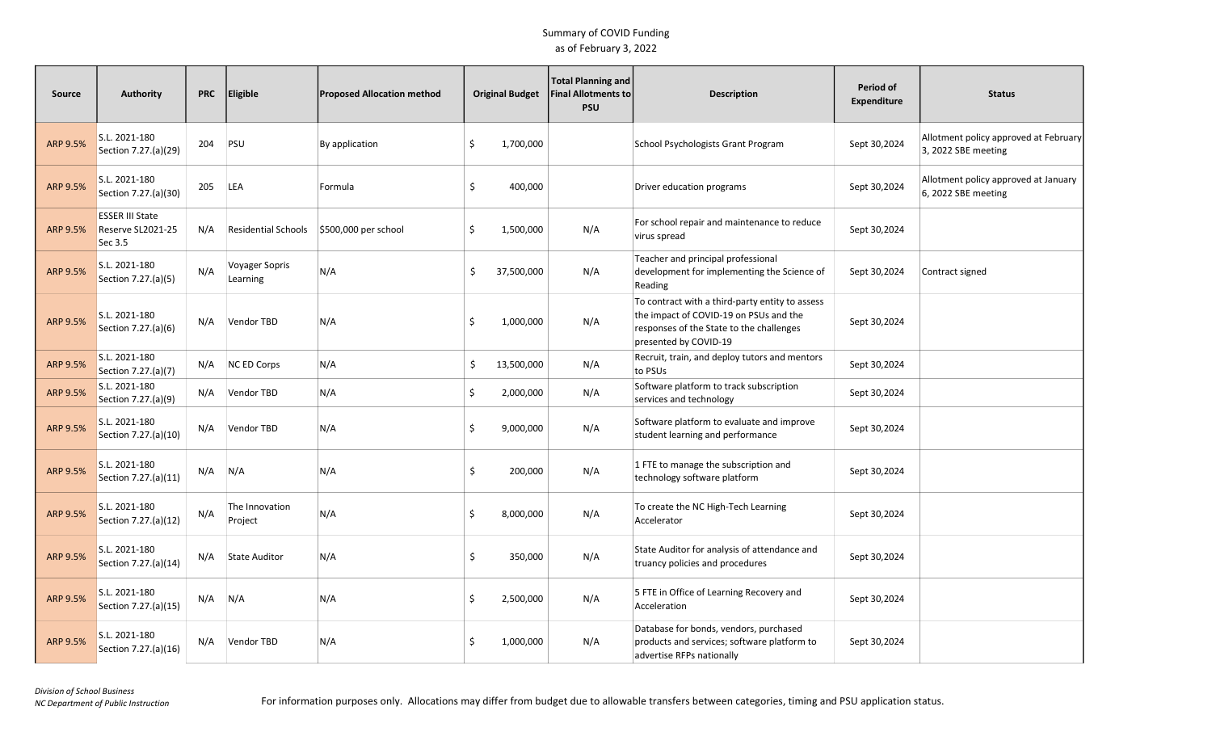Summary of COVID Funding
as of February 3, 2022

| Source | Authority | PRC | Eligible | Proposed Allocation method | Original Budget | Total Planning and Final Allotments to PSU | Description | Period of Expenditure | Status |
|---|---|---|---|---|---|---|---|---|---|
| ARP 9.5% | S.L. 2021-180 Section 7.27.(a)(29) | 204 | PSU | By application | $ 1,700,000 | | School Psychologists Grant Program | Sept 30,2024 | Allotment policy approved at February 3, 2022 SBE meeting |
| ARP 9.5% | S.L. 2021-180 Section 7.27.(a)(30) | 205 | LEA | Formula | $ 400,000 | | Driver education programs | Sept 30,2024 | Allotment policy approved at January 6, 2022 SBE meeting |
| ARP 9.5% | ESSER III State Reserve SL2021-25 Sec 3.5 | N/A | Residential Schools | $500,000 per school | $ 1,500,000 | N/A | For school repair and maintenance to reduce virus spread | Sept 30,2024 | |
| ARP 9.5% | S.L. 2021-180 Section 7.27.(a)(5) | N/A | Voyager Sopris Learning | N/A | $ 37,500,000 | N/A | Teacher and principal professional development for implementing the Science of Reading | Sept 30,2024 | Contract signed |
| ARP 9.5% | S.L. 2021-180 Section 7.27.(a)(6) | N/A | Vendor TBD | N/A | $ 1,000,000 | N/A | To contract with a third-party entity to assess the impact of COVID-19 on PSUs and the responses of the State to the challenges presented by COVID-19 | Sept 30,2024 | |
| ARP 9.5% | S.L. 2021-180 Section 7.27.(a)(7) | N/A | NC ED Corps | N/A | $ 13,500,000 | N/A | Recruit, train, and deploy tutors and mentors to PSUs | Sept 30,2024 | |
| ARP 9.5% | S.L. 2021-180 Section 7.27.(a)(9) | N/A | Vendor TBD | N/A | $ 2,000,000 | N/A | Software platform to track subscription services and technology | Sept 30,2024 | |
| ARP 9.5% | S.L. 2021-180 Section 7.27.(a)(10) | N/A | Vendor TBD | N/A | $ 9,000,000 | N/A | Software platform to evaluate and improve student learning and performance | Sept 30,2024 | |
| ARP 9.5% | S.L. 2021-180 Section 7.27.(a)(11) | N/A | N/A | N/A | $ 200,000 | N/A | 1 FTE to manage the subscription and technology software platform | Sept 30,2024 | |
| ARP 9.5% | S.L. 2021-180 Section 7.27.(a)(12) | N/A | The Innovation Project | N/A | $ 8,000,000 | N/A | To create the NC High-Tech Learning Accelerator | Sept 30,2024 | |
| ARP 9.5% | S.L. 2021-180 Section 7.27.(a)(14) | N/A | State Auditor | N/A | $ 350,000 | N/A | State Auditor for analysis of attendance and truancy policies and procedures | Sept 30,2024 | |
| ARP 9.5% | S.L. 2021-180 Section 7.27.(a)(15) | N/A | N/A | N/A | $ 2,500,000 | N/A | 5 FTE in Office of Learning Recovery and Acceleration | Sept 30,2024 | |
| ARP 9.5% | S.L. 2021-180 Section 7.27.(a)(16) | N/A | Vendor TBD | N/A | $ 1,000,000 | N/A | Database for bonds, vendors, purchased products and services; software platform to advertise RFPs nationally | Sept 30,2024 | |

*Division of School Business*
*NC Department of Public Instruction*

For information purposes only. Allocations may differ from budget due to allowable transfers between categories, timing and PSU application status.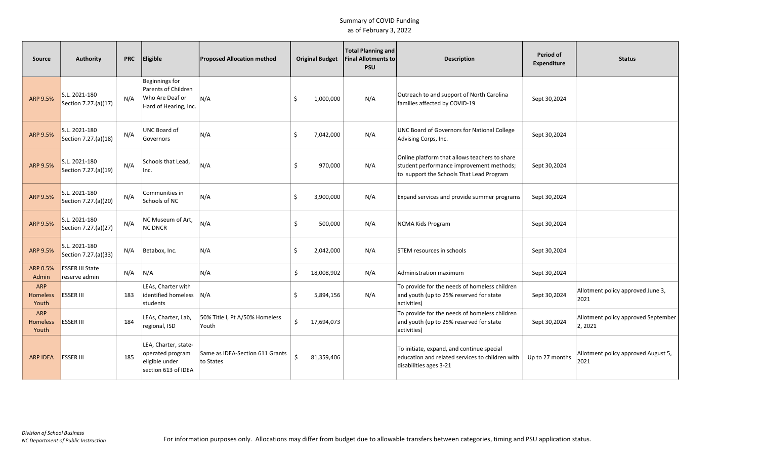Summary of COVID Funding
as of February 3, 2022

| Source | Authority | PRC | Eligible | Proposed Allocation method | Original Budget | Total Planning and Final Allotments to PSU | Description | Period of Expenditure | Status |
|---|---|---|---|---|---|---|---|---|---|
| ARP 9.5% | S.L. 2021-180 Section 7.27.(a)(17) | N/A | Beginnings for Parents of Children Who Are Deaf or Hard of Hearing, Inc. | N/A | $ 1,000,000 | N/A | Outreach to and support of North Carolina families affected by COVID-19 | Sept 30,2024 | |
| ARP 9.5% | S.L. 2021-180 Section 7.27.(a)(18) | N/A | UNC Board of Governors | N/A | $ 7,042,000 | N/A | UNC Board of Governors for National College Advising Corps, Inc. | Sept 30,2024 | |
| ARP 9.5% | S.L. 2021-180 Section 7.27.(a)(19) | N/A | Schools that Lead, Inc. | N/A | $ 970,000 | N/A | Online platform that allows teachers to share student performance improvement methods; to support the Schools That Lead Program | Sept 30,2024 | |
| ARP 9.5% | S.L. 2021-180 Section 7.27.(a)(20) | N/A | Communities in Schools of NC | N/A | $ 3,900,000 | N/A | Expand services and provide summer programs | Sept 30,2024 | |
| ARP 9.5% | S.L. 2021-180 Section 7.27.(a)(27) | N/A | NC Museum of Art, NC DNCR | N/A | $ 500,000 | N/A | NCMA Kids Program | Sept 30,2024 | |
| ARP 9.5% | S.L. 2021-180 Section 7.27.(a)(33) | N/A | Betabox, Inc. | N/A | $ 2,042,000 | N/A | STEM resources in schools | Sept 30,2024 | |
| ARP 0.5% Admin | ESSER III State reserve admin | N/A | N/A | N/A | $ 18,008,902 | N/A | Administration maximum | Sept 30,2024 | |
| ARP Homeless Youth | ESSER III | 183 | LEAs, Charter with identified homeless students | N/A | $ 5,894,156 | N/A | To provide for the needs of homeless children and youth (up to 25% reserved for state activities) | Sept 30,2024 | Allotment policy approved June 3, 2021 |
| ARP Homeless Youth | ESSER III | 184 | LEAs, Charter, Lab, regional, ISD | 50% Title I, Pt A/50% Homeless Youth | $ 17,694,073 | | To provide for the needs of homeless children and youth (up to 25% reserved for state activities) | Sept 30,2024 | Allotment policy approved September 2, 2021 |
| ARP IDEA | ESSER III | 185 | LEA, Charter, state-operated program eligible under section 613 of IDEA | Same as IDEA-Section 611 Grants to States | $ 81,359,406 | | To initiate, expand, and continue special education and related services to children with disabilities ages 3-21 | Up to 27 months | Allotment policy approved August 5, 2021 |

*Division of School Business*
*NC Department of Public Instruction*

For information purposes only. Allocations may differ from budget due to allowable transfers between categories, timing and PSU application status.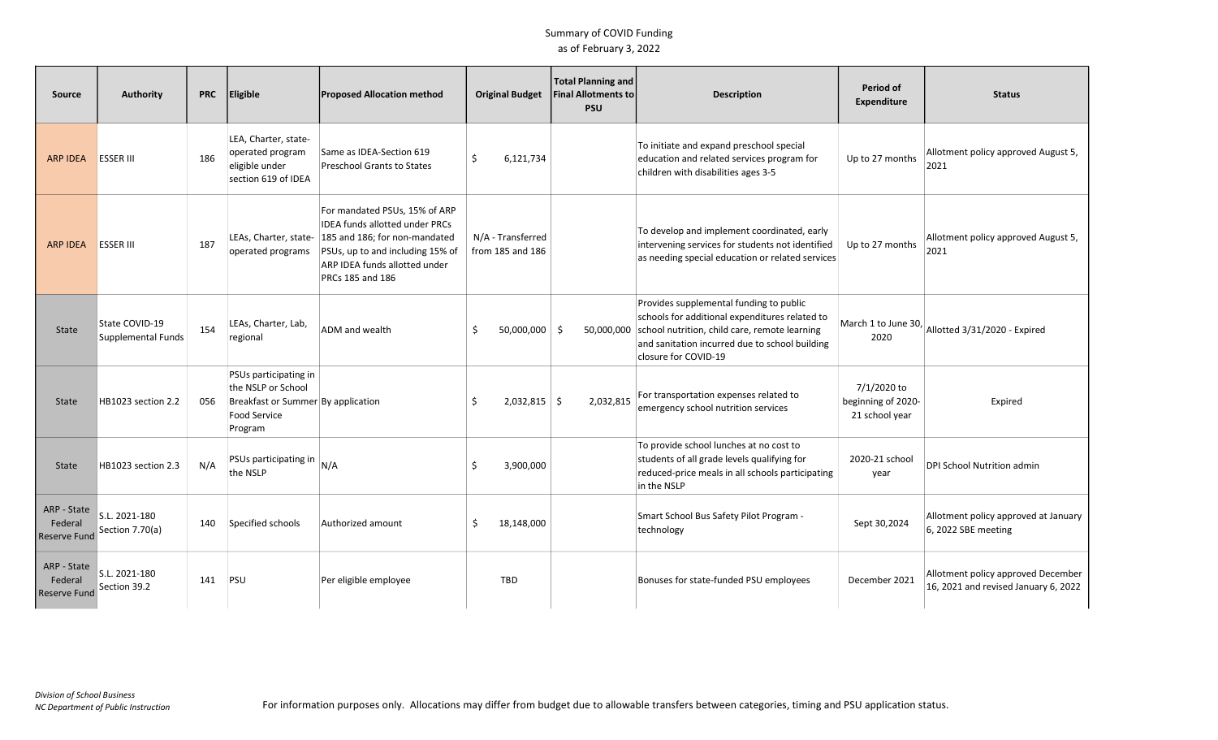Summary of COVID Funding
as of February 3, 2022

| Source | Authority | PRC | Eligible | Proposed Allocation method | Original Budget | Total Planning and Final Allotments to PSU | Description | Period of Expenditure | Status |
|---|---|---|---|---|---|---|---|---|---|
| ARP IDEA | ESSER III | 186 | LEA, Charter, state-operated program eligible under section 619 of IDEA | Same as IDEA-Section 619 Preschool Grants to States | $ 6,121,734 | | To initiate and expand preschool special education and related services program for children with disabilities ages 3-5 | Up to 27 months | Allotment policy approved August 5, 2021 |
| ARP IDEA | ESSER III | 187 | LEAs, Charter, state-operated programs | For mandated PSUs, 15% of ARP IDEA funds allotted under PRCs 185 and 186; for non-mandated PSUs, up to and including 15% of ARP IDEA funds allotted under PRCs 185 and 186 | N/A - Transferred from 185 and 186 | | To develop and implement coordinated, early intervening services for students not identified as needing special education or related services | Up to 27 months | Allotment policy approved August 5, 2021 |
| State | State COVID-19 Supplemental Funds | 154 | LEAs, Charter, Lab, regional | ADM and wealth | $ 50,000,000 | $ 50,000,000 | Provides supplemental funding to public schools for additional expenditures related to school nutrition, child care, remote learning and sanitation incurred due to school building closure for COVID-19 | March 1 to June 30, 2020 | Allotted 3/31/2020 - Expired |
| State | HB1023 section 2.2 | 056 | PSUs participating in the NSLP or School Breakfast or Summer Food Service Program | By application | $ 2,032,815 | $ 2,032,815 | For transportation expenses related to emergency school nutrition services | 7/1/2020 to beginning of 2020-21 school year | Expired |
| State | HB1023 section 2.3 | N/A | PSUs participating in the NSLP | N/A | $ 3,900,000 | | To provide school lunches at no cost to students of all grade levels qualifying for reduced-price meals in all schools participating in the NSLP | 2020-21 school year | DPI School Nutrition admin |
| ARP - State Federal Reserve Fund | S.L. 2021-180 Section 7.70(a) | 140 | Specified schools | Authorized amount | $ 18,148,000 | | Smart School Bus Safety Pilot Program - technology | Sept 30,2024 | Allotment policy approved at January 6, 2022 SBE meeting |
| ARP - State Federal Reserve Fund | S.L. 2021-180 Section 39.2 | 141 | PSU | Per eligible employee | TBD | | Bonuses for state-funded PSU employees | December 2021 | Allotment policy approved December 16, 2021 and revised January 6, 2022 |

*Division of School Business*
*NC Department of Public Instruction*

For information purposes only. Allocations may differ from budget due to allowable transfers between categories, timing and PSU application status.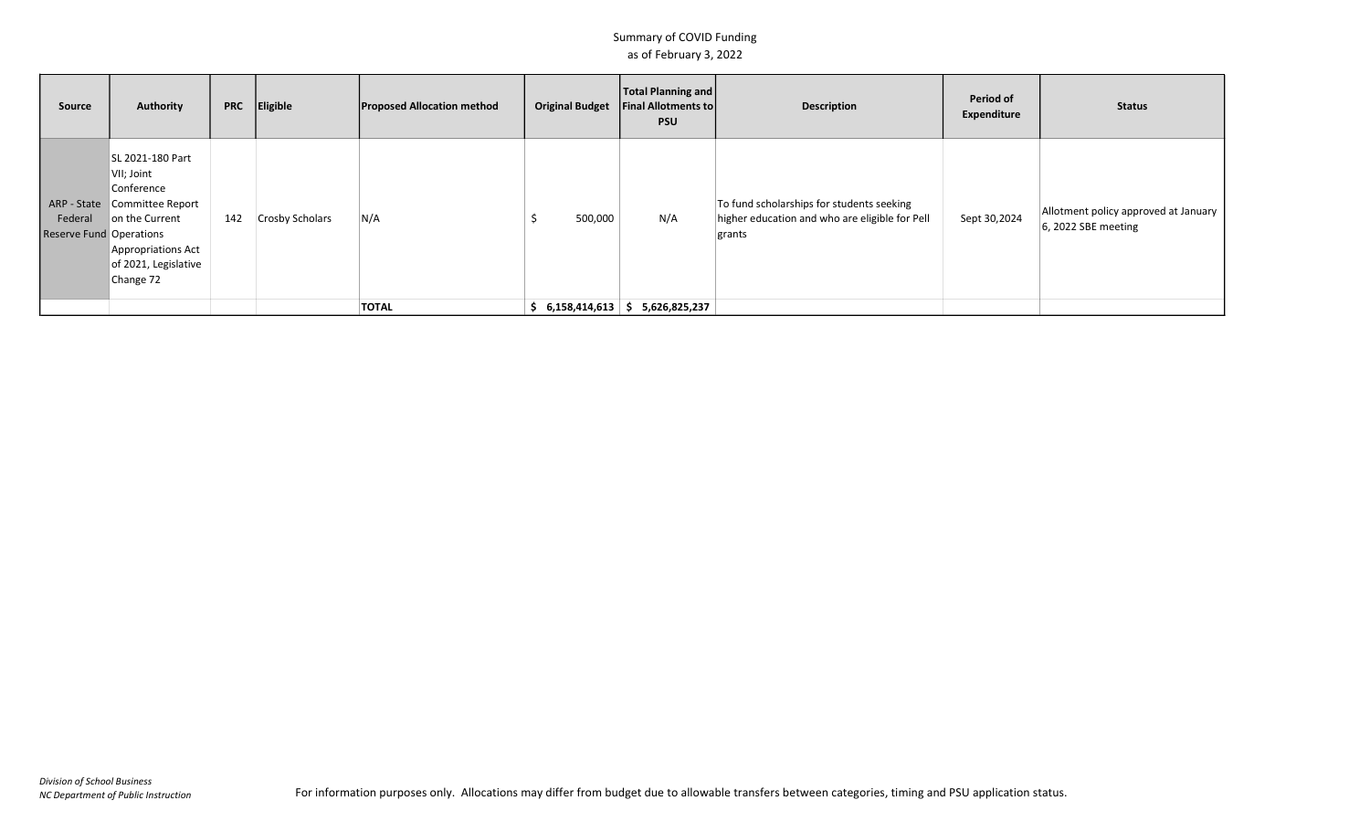Summary of COVID Funding
as of February 3, 2022

| Source | Authority | PRC | Eligible | Proposed Allocation method | Original Budget | Total Planning and Final Allotments to PSU | Description | Period of Expenditure | Status |
|---|---|---|---|---|---|---|---|---|---|
| ARP - State Federal Reserve Fund | SL 2021-180 Part VII; Joint Conference Committee Report on the Current Operations Appropriations Act of 2021, Legislative Change 72 | 142 | Crosby Scholars | N/A | $ 500,000 | N/A | To fund scholarships for students seeking higher education and who are eligible for Pell grants | Sept 30,2024 | Allotment policy approved at January 6, 2022 SBE meeting |
| | | | | **TOTAL** | **$ 6,158,414,613** | **$ 5,626,825,237** | | | |

*Division of School Business*
*NC Department of Public Instruction*

For information purposes only. Allocations may differ from budget due to allowable transfers between categories, timing and PSU application status.